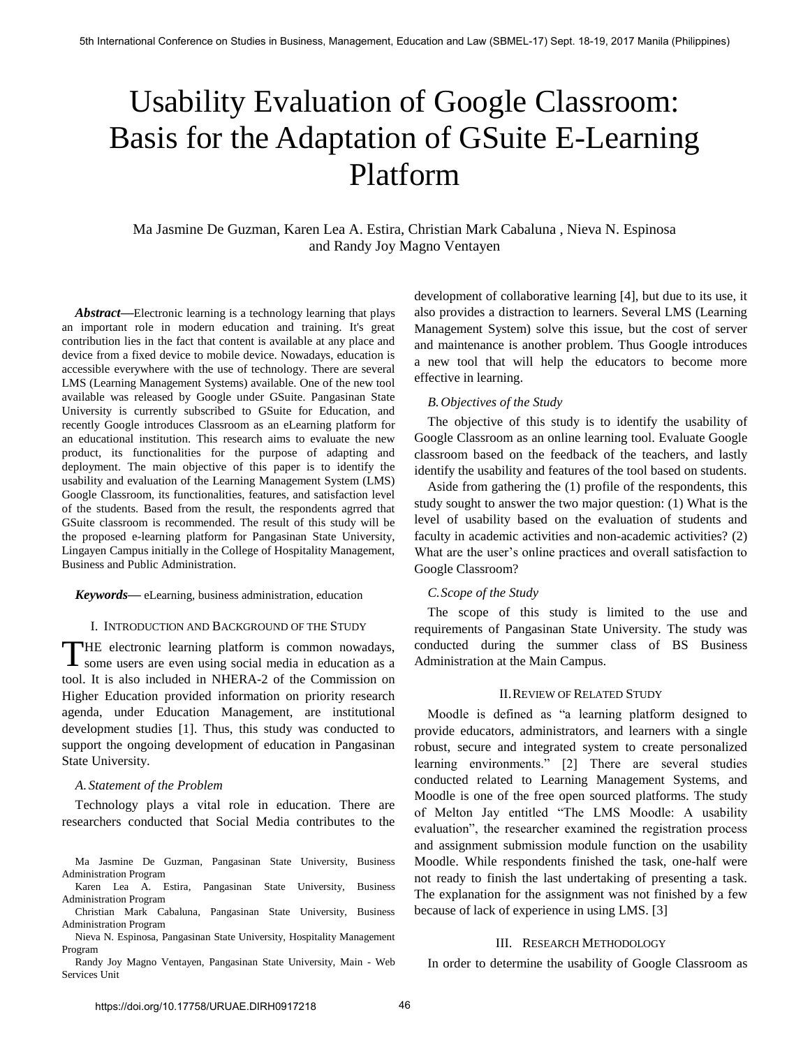# Usability Evaluation of Google Classroom: Basis for the Adaptation of GSuite E-Learning Platform

Ma Jasmine De Guzman, Karen Lea A. Estira, Christian Mark Cabaluna , Nieva N. Espinosa and Randy Joy Magno Ventayen

***Abstract*****—**Electronic learning is a technology learning that plays an important role in modern education and training. It's great contribution lies in the fact that content is available at any place and device from a fixed device to mobile device. Nowadays, education is accessible everywhere with the use of technology. There are several LMS (Learning Management Systems) available. One of the new tool available was released by Google under GSuite. Pangasinan State University is currently subscribed to GSuite for Education, and recently Google introduces Classroom as an eLearning platform for an educational institution. This research aims to evaluate the new product, its functionalities for the purpose of adapting and deployment. The main objective of this paper is to identify the usability and evaluation of the Learning Management System (LMS) Google Classroom, its functionalities, features, and satisfaction level of the students. Based from the result, the respondents agrred that GSuite classroom is recommended. The result of this study will be the proposed e-learning platform for Pangasinan State University, Lingayen Campus initially in the College of Hospitality Management, Business and Public Administration.

***Keywords*****—** eLearning, business administration, education

## I. Introduction and Background of the Study

THE electronic learning platform is common nowadays, some users are even using social media in education as a tool. It is also included in NHERA-2 of the Commission on Higher Education provided information on priority research agenda, under Education Management, are institutional development studies [1]. Thus, this study was conducted to support the ongoing development of education in Pangasinan State University.

### *A. Statement of the Problem*

Technology plays a vital role in education. There are researchers conducted that Social Media contributes to the development of collaborative learning [4], but due to its use, it also provides a distraction to learners. Several LMS (Learning Management System) solve this issue, but the cost of server and maintenance is another problem. Thus Google introduces a new tool that will help the educators to become more effective in learning.

### *B. Objectives of the Study*

The objective of this study is to identify the usability of Google Classroom as an online learning tool. Evaluate Google classroom based on the feedback of the teachers, and lastly identify the usability and features of the tool based on students.

Aside from gathering the (1) profile of the respondents, this study sought to answer the two major question: (1) What is the level of usability based on the evaluation of students and faculty in academic activities and non-academic activities? (2) What are the user's online practices and overall satisfaction to Google Classroom?

### *C. Scope of the Study*

The scope of this study is limited to the use and requirements of Pangasinan State University. The study was conducted during the summer class of BS Business Administration at the Main Campus.

## II. Review of Related Study

Moodle is defined as "a learning platform designed to provide educators, administrators, and learners with a single robust, secure and integrated system to create personalized learning environments." [2] There are several studies conducted related to Learning Management Systems, and Moodle is one of the free open sourced platforms. The study of Melton Jay entitled "The LMS Moodle: A usability evaluation", the researcher examined the registration process and assignment submission module function on the usability Moodle. While respondents finished the task, one-half were not ready to finish the last undertaking of presenting a task. The explanation for the assignment was not finished by a few because of lack of experience in using LMS. [3]

## III. Research Methodology

In order to determine the usability of Google Classroom as

---

Ma Jasmine De Guzman, Pangasinan State University, Business Administration Program

Karen Lea A. Estira, Pangasinan State University, Business Administration Program

Christian Mark Cabaluna, Pangasinan State University, Business Administration Program

Nieva N. Espinosa, Pangasinan State University, Hospitality Management Program

Randy Joy Magno Ventayen, Pangasinan State University, Main - Web Services Unit

https://doi.org/10.17758/URUAE.DIRH0917218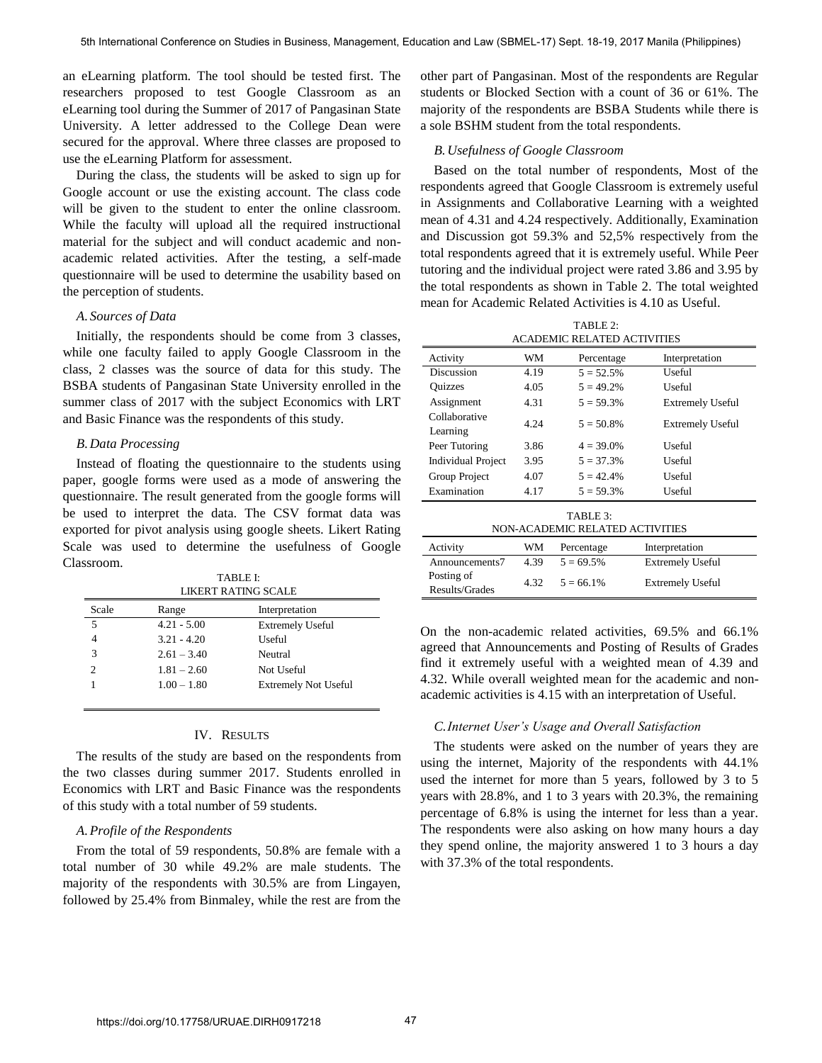an eLearning platform. The tool should be tested first. The researchers proposed to test Google Classroom as an eLearning tool during the Summer of 2017 of Pangasinan State University. A letter addressed to the College Dean were secured for the approval. Where three classes are proposed to use the eLearning Platform for assessment.

During the class, the students will be asked to sign up for Google account or use the existing account. The class code will be given to the student to enter the online classroom. While the faculty will upload all the required instructional material for the subject and will conduct academic and non-academic related activities. After the testing, a self-made questionnaire will be used to determine the usability based on the perception of students.

### *A. Sources of Data*

Initially, the respondents should be come from 3 classes, while one faculty failed to apply Google Classroom in the class, 2 classes was the source of data for this study. The BSBA students of Pangasinan State University enrolled in the summer class of 2017 with the subject Economics with LRT and Basic Finance was the respondents of this study.

### *B. Data Processing*

Instead of floating the questionnaire to the students using paper, google forms were used as a mode of answering the questionnaire. The result generated from the google forms will be used to interpret the data. The CSV format data was exported for pivot analysis using google sheets. Likert Rating Scale was used to determine the usefulness of Google Classroom.

TABLE I: LIKERT RATING SCALE

| Scale | Range | Interpretation |
|---|---|---|
| 5 | 4.21 - 5.00 | Extremely Useful |
| 4 | 3.21 - 4.20 | Useful |
| 3 | 2.61 – 3.40 | Neutral |
| 2 | 1.81 – 2.60 | Not Useful |
| 1 | 1.00 – 1.80 | Extremely Not Useful |

## IV. Results

The results of the study are based on the respondents from the two classes during summer 2017. Students enrolled in Economics with LRT and Basic Finance was the respondents of this study with a total number of 59 students.

### *A. Profile of the Respondents*

From the total of 59 respondents, 50.8% are female with a total number of 30 while 49.2% are male students. The majority of the respondents with 30.5% are from Lingayen, followed by 25.4% from Binmaley, while the rest are from the other part of Pangasinan. Most of the respondents are Regular students or Blocked Section with a count of 36 or 61%. The majority of the respondents are BSBA Students while there is a sole BSHM student from the total respondents.

### *B. Usefulness of Google Classroom*

Based on the total number of respondents, Most of the respondents agreed that Google Classroom is extremely useful in Assignments and Collaborative Learning with a weighted mean of 4.31 and 4.24 respectively. Additionally, Examination and Discussion got 59.3% and 52,5% respectively from the total respondents agreed that it is extremely useful. While Peer tutoring and the individual project were rated 3.86 and 3.95 by the total respondents as shown in Table 2. The total weighted mean for Academic Related Activities is 4.10 as Useful.

TABLE 2: ACADEMIC RELATED ACTIVITIES

| Activity | WM | Percentage | Interpretation |
|---|---|---|---|
| Discussion | 4.19 | 5 = 52.5% | Useful |
| Quizzes | 4.05 | 5 = 49.2% | Useful |
| Assignment | 4.31 | 5 = 59.3% | Extremely Useful |
| Collaborative Learning | 4.24 | 5 = 50.8% | Extremely Useful |
| Peer Tutoring | 3.86 | 4 = 39.0% | Useful |
| Individual Project | 3.95 | 5 = 37.3% | Useful |
| Group Project | 4.07 | 5 = 42.4% | Useful |
| Examination | 4.17 | 5 = 59.3% | Useful |

TABLE 3: NON-ACADEMIC RELATED ACTIVITIES

| Activity | WM | Percentage | Interpretation |
|---|---|---|---|
| Announcements7 | 4.39 | 5 = 69.5% | Extremely Useful |
| Posting of Results/Grades | 4.32 | 5 = 66.1% | Extremely Useful |

On the non-academic related activities, 69.5% and 66.1% agreed that Announcements and Posting of Results of Grades find it extremely useful with a weighted mean of 4.39 and 4.32. While overall weighted mean for the academic and non-academic activities is 4.15 with an interpretation of Useful.

### *C. Internet User's Usage and Overall Satisfaction*

The students were asked on the number of years they are using the internet, Majority of the respondents with 44.1% used the internet for more than 5 years, followed by 3 to 5 years with 28.8%, and 1 to 3 years with 20.3%, the remaining percentage of 6.8% is using the internet for less than a year. The respondents were also asking on how many hours a day they spend online, the majority answered 1 to 3 hours a day with 37.3% of the total respondents.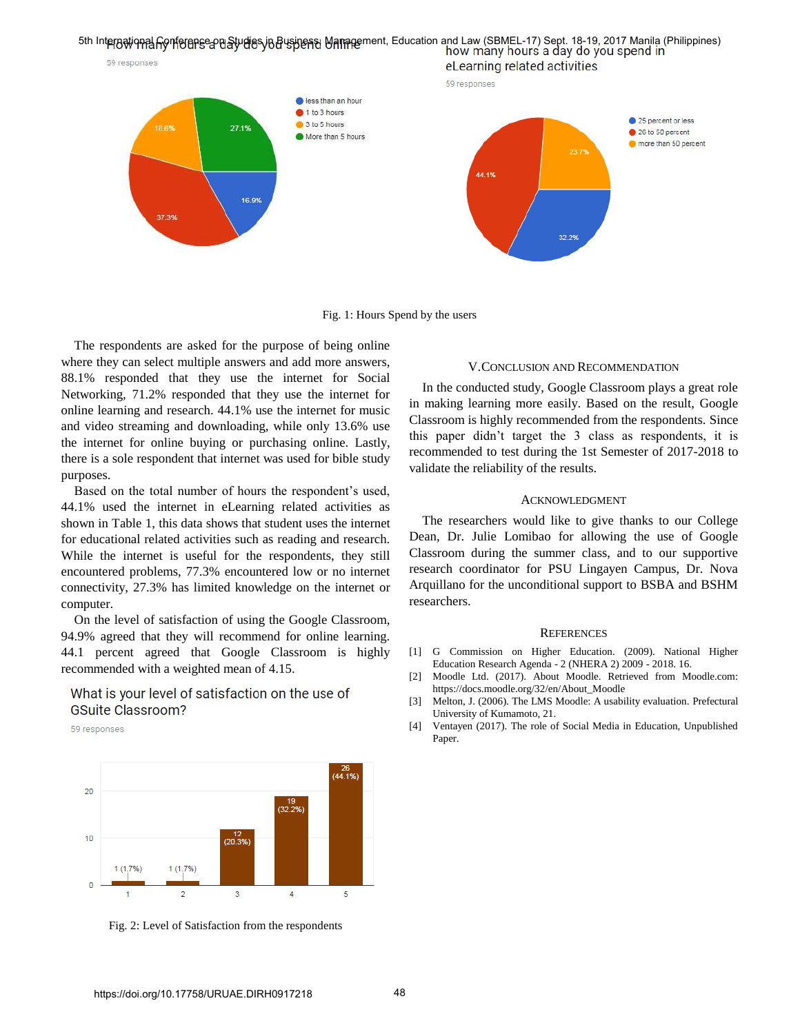How many hours a day do you spend online

59 responses

less than an hour
1 to 3 hours
3 to 5 hours
More than 5 hours

27.1%
18.6%
37.3%
16.9%

how many hours a day do you spend in eLearning related activities

59 responses

25 percent or less
26 to 50 percent
more than 50 percent

23.7%
44.1%
32.2%

Fig. 1: Hours Spend by the users

The respondents are asked for the purpose of being online where they can select multiple answers and add more answers, 88.1% responded that they use the internet for Social Networking, 71.2% responded that they use the internet for online learning and research. 44.1% use the internet for music and video streaming and downloading, while only 13.6% use the internet for online buying or purchasing online. Lastly, there is a sole respondent that internet was used for bible study purposes.

Based on the total number of hours the respondent's used, 44.1% used the internet in eLearning related activities as shown in Table 1, this data shows that student uses the internet for educational related activities such as reading and research. While the internet is useful for the respondents, they still encountered problems, 77.3% encountered low or no internet connectivity, 27.3% has limited knowledge on the internet or computer.

On the level of satisfaction of using the Google Classroom, 94.9% agreed that they will recommend for online learning. 44.1 percent agreed that Google Classroom is highly recommended with a weighted mean of 4.15.

What is your level of satisfaction on the use of GSuite Classroom?

59 responses

0
10
20

1 (1.7%)
1 (1.7%)
12 (20.3%)
19 (32.2%)
26 (44.1%)

1
2
3
4
5

Fig. 2: Level of Satisfaction from the respondents

## V. Conclusion and Recommendation

In the conducted study, Google Classroom plays a great role in making learning more easily. Based on the result, Google Classroom is highly recommended from the respondents. Since this paper didn't target the 3 class as respondents, it is recommended to test during the 1st Semester of 2017-2018 to validate the reliability of the results.

## Acknowledgment

The researchers would like to give thanks to our College Dean, Dr. Julie Lomibao for allowing the use of Google Classroom during the summer class, and to our supportive research coordinator for PSU Lingayen Campus, Dr. Nova Arquillano for the unconditional support to BSBA and BSHM researchers.

## References

[1] G Commission on Higher Education. (2009). National Higher Education Research Agenda - 2 (NHERA 2) 2009 - 2018. 16.

[2] Moodle Ltd. (2017). About Moodle. Retrieved from Moodle.com: https://docs.moodle.org/32/en/About_Moodle

[3] Melton, J. (2006). The LMS Moodle: A usability evaluation. Prefectural University of Kumamoto, 21.

[4] Ventayen (2017). The role of Social Media in Education, Unpublished Paper.